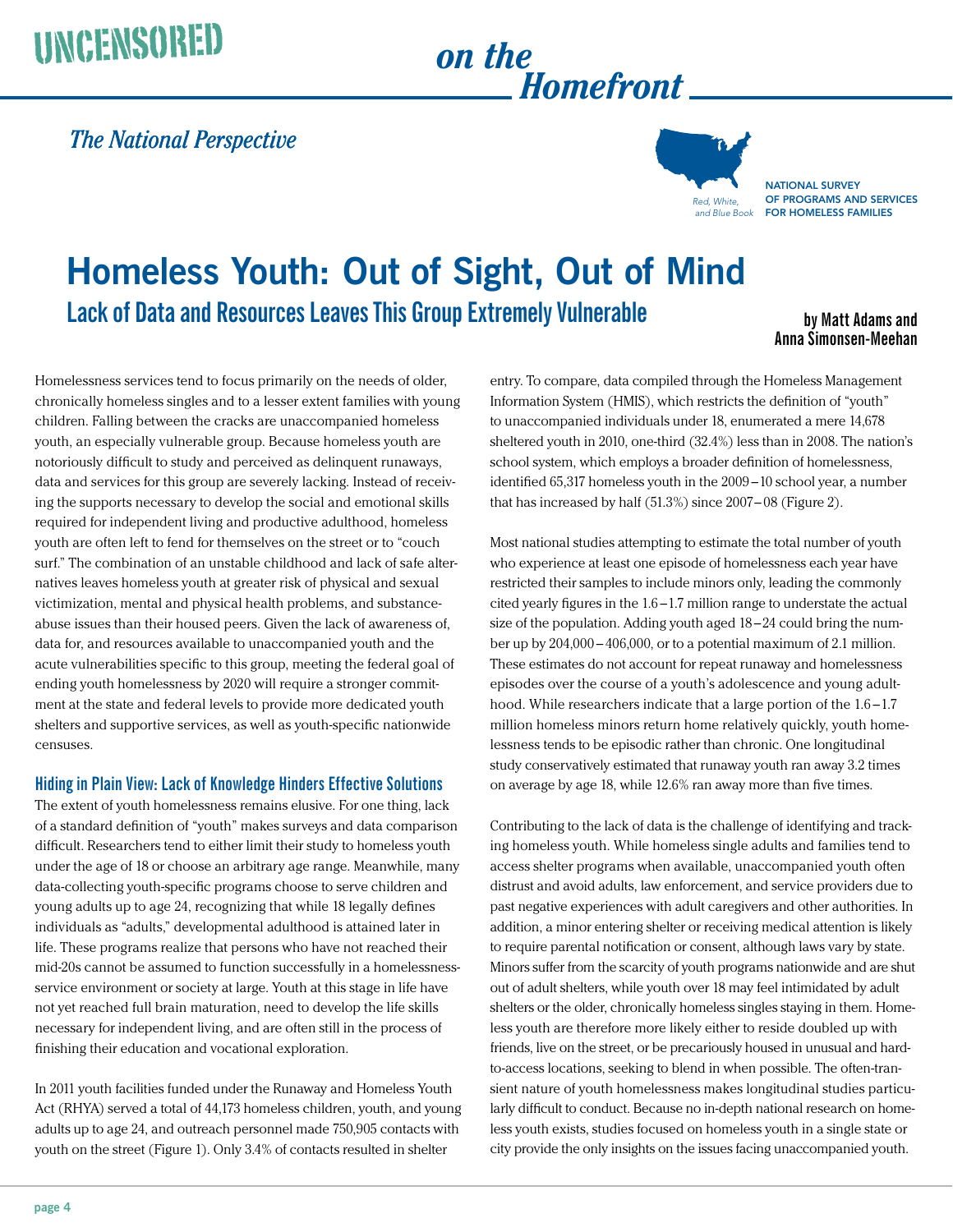# Homeless Youth: Out of Sight, Out of Mind

## Lack of Data and Resources Leaves This Group Extremely Vulnerable

**by Matt Adams and Anna Simonsen-Meehan**

Homelessness services tend to focus primarily on the needs of older, chronically homeless singles and to a lesser extent families with young children. Falling between the cracks are unaccompanied homeless youth, an especially vulnerable group. Because homeless youth are notoriously difficult to study and perceived as delinquent runaways, data and services for this group are severely lacking. Instead of receiving the supports necessary to develop the social and emotional skills required for independent living and productive adulthood, homeless youth are often left to fend for themselves on the street or to "couch surf." The combination of an unstable childhood and lack of safe alternatives leaves homeless youth at greater risk of physical and sexual victimization, mental and physical health problems, and substance-abuse issues than their housed peers. Given the lack of awareness of, data for, and resources available to unaccompanied youth and the acute vulnerabilities specific to this group, meeting the federal goal of ending youth homelessness by 2020 will require a stronger commitment at the state and federal levels to provide more dedicated youth shelters and supportive services, as well as youth-specific nationwide censuses.

### Hiding in Plain View: Lack of Knowledge Hinders Effective Solutions

The extent of youth homelessness remains elusive. For one thing, lack of a standard definition of "youth" makes surveys and data comparison difficult. Researchers tend to either limit their study to homeless youth under the age of 18 or choose an arbitrary age range. Meanwhile, many data-collecting youth-specific programs choose to serve children and young adults up to age 24, recognizing that while 18 legally defines individuals as "adults," developmental adulthood is attained later in life. These programs realize that persons who have not reached their mid-20s cannot be assumed to function successfully in a homelessness-service environment or society at large. Youth at this stage in life have not yet reached full brain maturation, need to develop the life skills necessary for independent living, and are often still in the process of finishing their education and vocational exploration.

In 2011 youth facilities funded under the Runaway and Homeless Youth Act (RHYA) served a total of 44,173 homeless children, youth, and young adults up to age 24, and outreach personnel made 750,905 contacts with youth on the street (Figure 1). Only 3.4% of contacts resulted in shelter entry. To compare, data compiled through the Homeless Management Information System (HMIS), which restricts the definition of "youth" to unaccompanied individuals under 18, enumerated a mere 14,678 sheltered youth in 2010, one-third (32.4%) less than in 2008. The nation's school system, which employs a broader definition of homelessness, identified 65,317 homeless youth in the 2009–10 school year, a number that has increased by half (51.3%) since 2007–08 (Figure 2).

Most national studies attempting to estimate the total number of youth who experience at least one episode of homelessness each year have restricted their samples to include minors only, leading the commonly cited yearly figures in the 1.6–1.7 million range to understate the actual size of the population. Adding youth aged 18–24 could bring the number up by 204,000–406,000, or to a potential maximum of 2.1 million. These estimates do not account for repeat runaway and homelessness episodes over the course of a youth's adolescence and young adulthood. While researchers indicate that a large portion of the 1.6–1.7 million homeless minors return home relatively quickly, youth homelessness tends to be episodic rather than chronic. One longitudinal study conservatively estimated that runaway youth ran away 3.2 times on average by age 18, while 12.6% ran away more than five times.

Contributing to the lack of data is the challenge of identifying and tracking homeless youth. While homeless single adults and families tend to access shelter programs when available, unaccompanied youth often distrust and avoid adults, law enforcement, and service providers due to past negative experiences with adult caregivers and other authorities. In addition, a minor entering shelter or receiving medical attention is likely to require parental notification or consent, although laws vary by state. Minors suffer from the scarcity of youth programs nationwide and are shut out of adult shelters, while youth over 18 may feel intimidated by adult shelters or the older, chronically homeless singles staying in them. Homeless youth are therefore more likely either to reside doubled up with friends, live on the street, or be precariously housed in unusual and hard-to-access locations, seeking to blend in when possible. The often-transient nature of youth homelessness makes longitudinal studies particularly difficult to conduct. Because no in-depth national research on homeless youth exists, studies focused on homeless youth in a single state or city provide the only insights on the issues facing unaccompanied youth.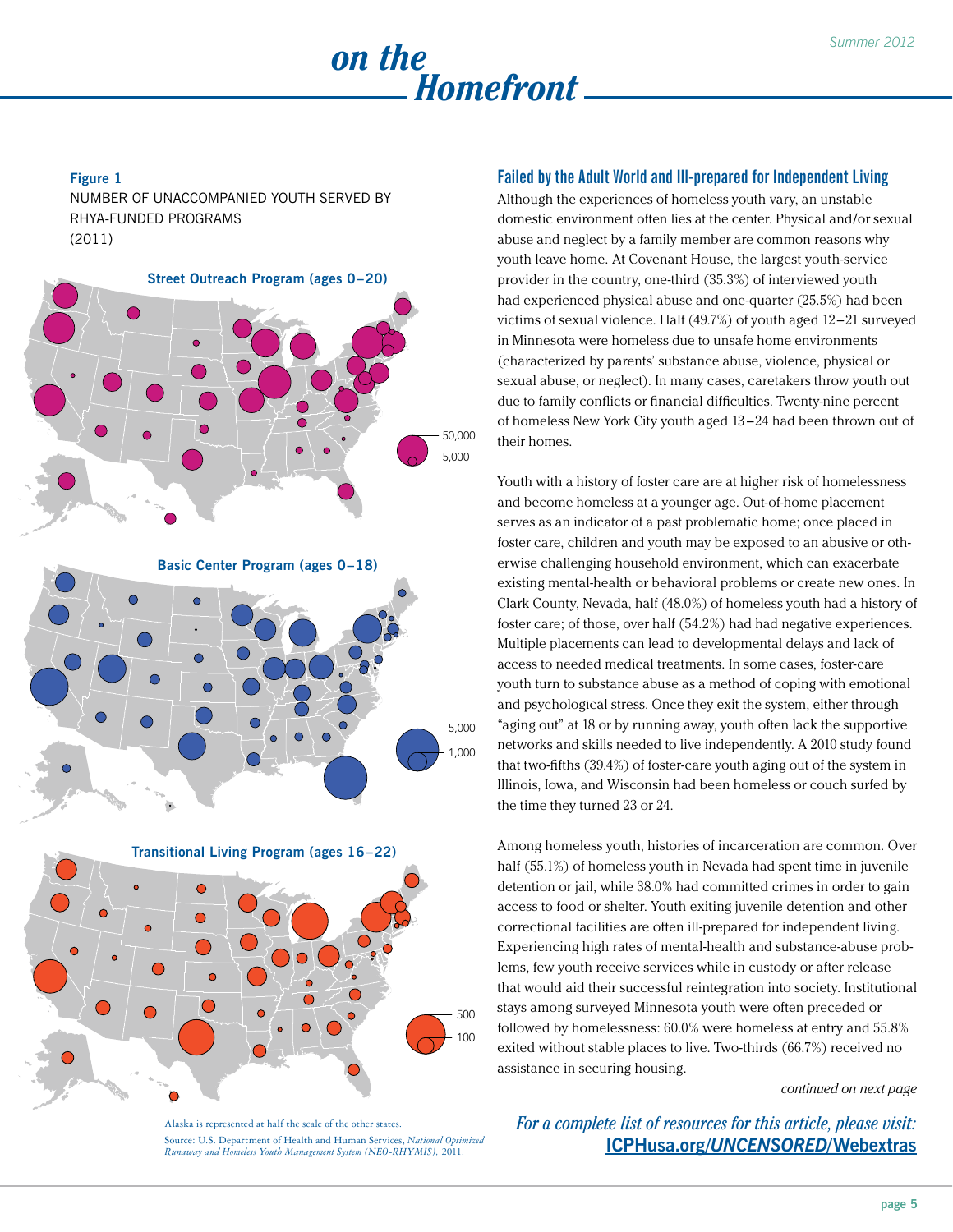**Figure 1**
NUMBER OF UNACCOMPANIED YOUTH SERVED BY RHYA-FUNDED PROGRAMS (2011)

**Street Outreach Program (ages 0–20)**

50,000
5,000

**Basic Center Program (ages 0–18)**

5,000
1,000

**Transitional Living Program (ages 16–22)**

500
100

Alaska is represented at half the scale of the other states.

Source: U.S. Department of Health and Human Services, *National Optimized Runaway and Homeless Youth Management System (NEO-RHYMIS)*, 2011.

## Failed by the Adult World and Ill-prepared for Independent Living

Although the experiences of homeless youth vary, an unstable domestic environment often lies at the center. Physical and/or sexual abuse and neglect by a family member are common reasons why youth leave home. At Covenant House, the largest youth-service provider in the country, one-third (35.3%) of interviewed youth had experienced physical abuse and one-quarter (25.5%) had been victims of sexual violence. Half (49.7%) of youth aged 12–21 surveyed in Minnesota were homeless due to unsafe home environments (characterized by parents' substance abuse, violence, physical or sexual abuse, or neglect). In many cases, caretakers throw youth out due to family conflicts or financial difficulties. Twenty-nine percent of homeless New York City youth aged 13–24 had been thrown out of their homes.

Youth with a history of foster care are at higher risk of homelessness and become homeless at a younger age. Out-of-home placement serves as an indicator of a past problematic home; once placed in foster care, children and youth may be exposed to an abusive or otherwise challenging household environment, which can exacerbate existing mental-health or behavioral problems or create new ones. In Clark County, Nevada, half (48.0%) of homeless youth had a history of foster care; of those, over half (54.2%) had had negative experiences. Multiple placements can lead to developmental delays and lack of access to needed medical treatments. In some cases, foster-care youth turn to substance abuse as a method of coping with emotional and psychological stress. Once they exit the system, either through "aging out" at 18 or by running away, youth often lack the supportive networks and skills needed to live independently. A 2010 study found that two-fifths (39.4%) of foster-care youth aging out of the system in Illinois, Iowa, and Wisconsin had been homeless or couch surfed by the time they turned 23 or 24.

Among homeless youth, histories of incarceration are common. Over half (55.1%) of homeless youth in Nevada had spent time in juvenile detention or jail, while 38.0% had committed crimes in order to gain access to food or shelter. Youth exiting juvenile detention and other correctional facilities are often ill-prepared for independent living. Experiencing high rates of mental-health and substance-abuse problems, few youth receive services while in custody or after release that would aid their successful reintegration into society. Institutional stays among surveyed Minnesota youth were often preceded or followed by homelessness: 60.0% were homeless at entry and 55.8% exited without stable places to live. Two-thirds (66.7%) received no assistance in securing housing.

*continued on next page*

*For a complete list of resources for this article, please visit:* **ICPHusa.org/*UNCENSORED*/Webextras**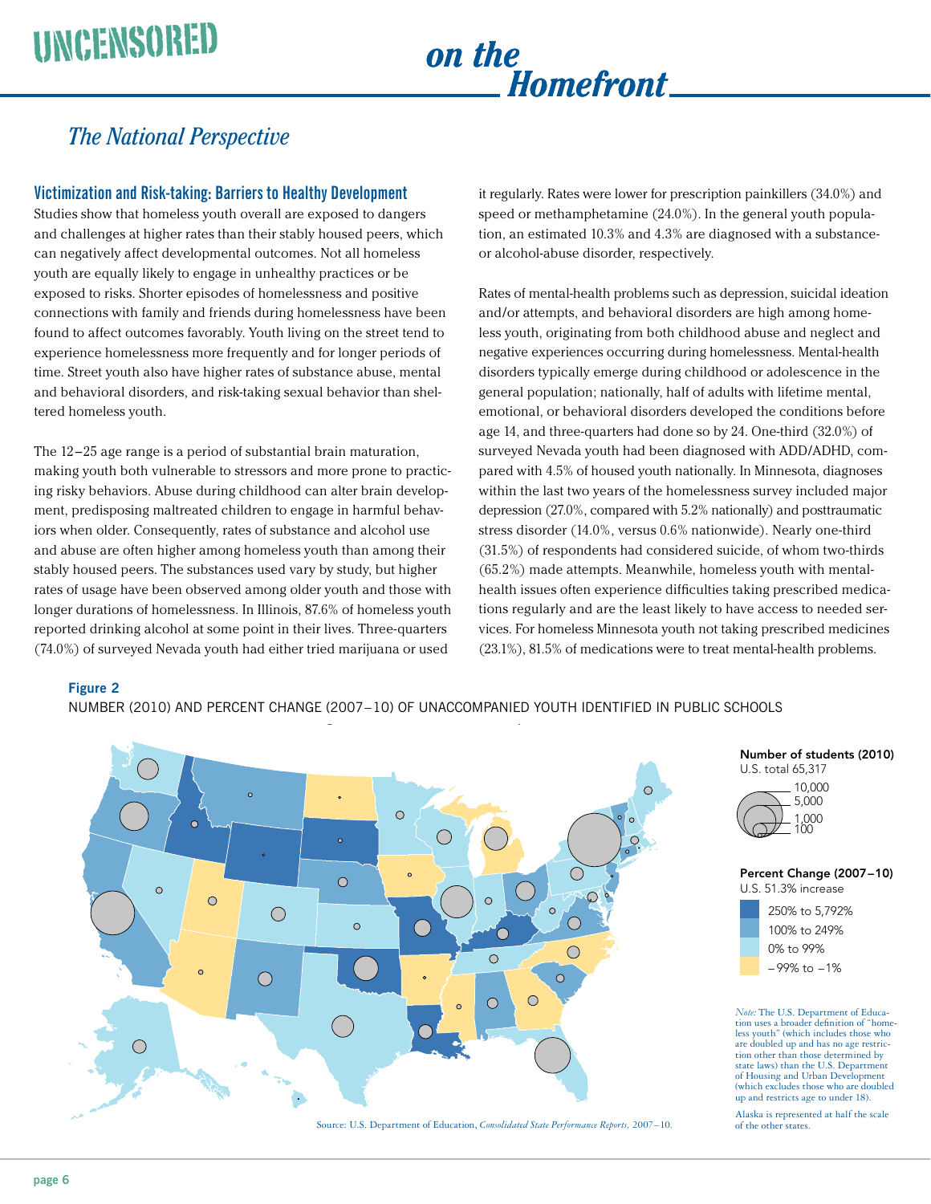## The National Perspective

### Victimization and Risk-taking: Barriers to Healthy Development

Studies show that homeless youth overall are exposed to dangers and challenges at higher rates than their stably housed peers, which can negatively affect developmental outcomes. Not all homeless youth are equally likely to engage in unhealthy practices or be exposed to risks. Shorter episodes of homelessness and positive connections with family and friends during homelessness have been found to affect outcomes favorably. Youth living on the street tend to experience homelessness more frequently and for longer periods of time. Street youth also have higher rates of substance abuse, mental and behavioral disorders, and risk-taking sexual behavior than sheltered homeless youth.

The 12–25 age range is a period of substantial brain maturation, making youth both vulnerable to stressors and more prone to practicing risky behaviors. Abuse during childhood can alter brain development, predisposing maltreated children to engage in harmful behaviors when older. Consequently, rates of substance and alcohol use and abuse are often higher among homeless youth than among their stably housed peers. The substances used vary by study, but higher rates of usage have been observed among older youth and those with longer durations of homelessness. In Illinois, 87.6% of homeless youth reported drinking alcohol at some point in their lives. Three-quarters (74.0%) of surveyed Nevada youth had either tried marijuana or used it regularly. Rates were lower for prescription painkillers (34.0%) and speed or methamphetamine (24.0%). In the general youth population, an estimated 10.3% and 4.3% are diagnosed with a substance- or alcohol-abuse disorder, respectively.

Rates of mental-health problems such as depression, suicidal ideation and/or attempts, and behavioral disorders are high among homeless youth, originating from both childhood abuse and neglect and negative experiences occurring during homelessness. Mental-health disorders typically emerge during childhood or adolescence in the general population; nationally, half of adults with lifetime mental, emotional, or behavioral disorders developed the conditions before age 14, and three-quarters had done so by 24. One-third (32.0%) of surveyed Nevada youth had been diagnosed with ADD/ADHD, compared with 4.5% of housed youth nationally. In Minnesota, diagnoses within the last two years of the homelessness survey included major depression (27.0%, compared with 5.2% nationally) and posttraumatic stress disorder (14.0%, versus 0.6% nationwide). Nearly one-third (31.5%) of respondents had considered suicide, of whom two-thirds (65.2%) made attempts. Meanwhile, homeless youth with mental-health issues often experience difficulties taking prescribed medications regularly and are the least likely to have access to needed services. For homeless Minnesota youth not taking prescribed medicines (23.1%), 81.5% of medications were to treat mental-health problems.

**Figure 2**

NUMBER (2010) AND PERCENT CHANGE (2007–10) OF UNACCOMPANIED YOUTH IDENTIFIED IN PUBLIC SCHOOLS

**Number of students (2010)**
U.S. total 65,317
10,000 / 5,000 / 1,000 / 100

**Percent Change (2007–10)**
U.S. 51.3% increase
- 250% to 5,792%
- 100% to 249%
- 0% to 99%
- –99% to –1%

*Note:* The U.S. Department of Education uses a broader definition of "homeless youth" (which includes those who are doubled up and has no age restriction other than those determined by state laws) than the U.S. Department of Housing and Urban Development (which excludes those who are doubled up and restricts age to under 18).

Alaska is represented at half the scale of the other states.

Source: U.S. Department of Education, *Consolidated State Performance Reports,* 2007–10.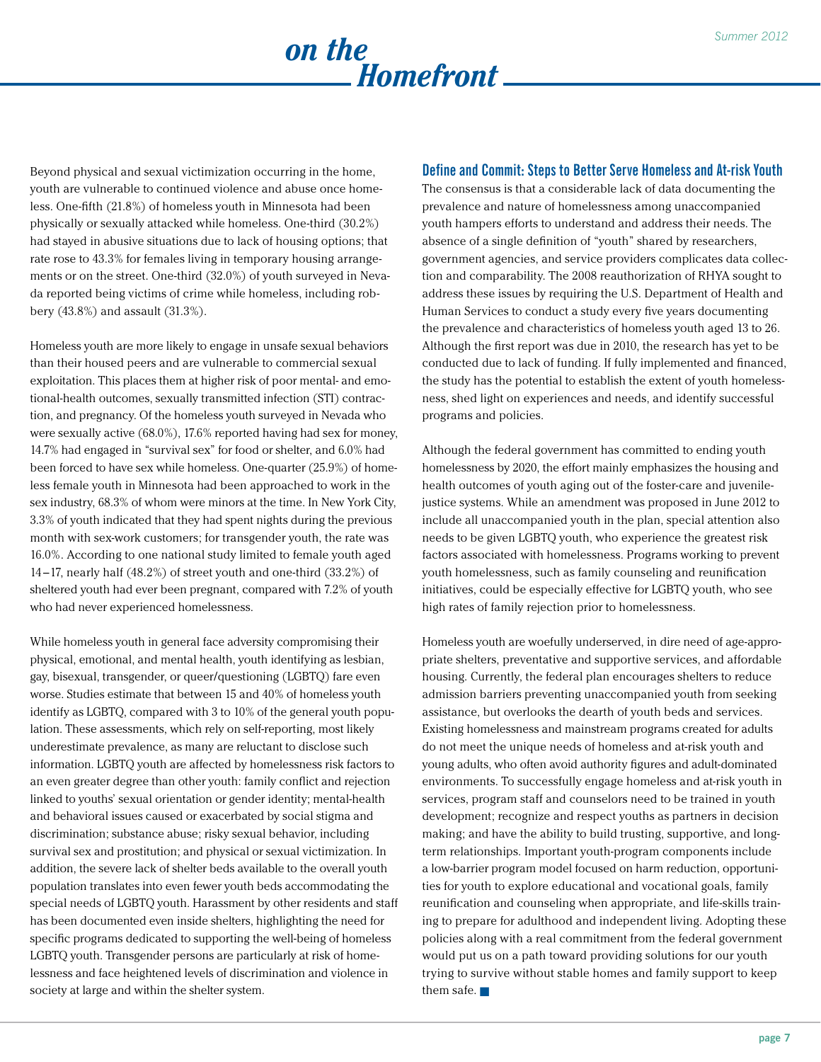Beyond physical and sexual victimization occurring in the home, youth are vulnerable to continued violence and abuse once homeless. One-fifth (21.8%) of homeless youth in Minnesota had been physically or sexually attacked while homeless. One-third (30.2%) had stayed in abusive situations due to lack of housing options; that rate rose to 43.3% for females living in temporary housing arrangements or on the street. One-third (32.0%) of youth surveyed in Nevada reported being victims of crime while homeless, including robbery (43.8%) and assault (31.3%).

Homeless youth are more likely to engage in unsafe sexual behaviors than their housed peers and are vulnerable to commercial sexual exploitation. This places them at higher risk of poor mental- and emotional-health outcomes, sexually transmitted infection (STI) contraction, and pregnancy. Of the homeless youth surveyed in Nevada who were sexually active (68.0%), 17.6% reported having had sex for money, 14.7% had engaged in "survival sex" for food or shelter, and 6.0% had been forced to have sex while homeless. One-quarter (25.9%) of homeless female youth in Minnesota had been approached to work in the sex industry, 68.3% of whom were minors at the time. In New York City, 3.3% of youth indicated that they had spent nights during the previous month with sex-work customers; for transgender youth, the rate was 16.0%. According to one national study limited to female youth aged 14–17, nearly half (48.2%) of street youth and one-third (33.2%) of sheltered youth had ever been pregnant, compared with 7.2% of youth who had never experienced homelessness.

While homeless youth in general face adversity compromising their physical, emotional, and mental health, youth identifying as lesbian, gay, bisexual, transgender, or queer/questioning (LGBTQ) fare even worse. Studies estimate that between 15 and 40% of homeless youth identify as LGBTQ, compared with 3 to 10% of the general youth population. These assessments, which rely on self-reporting, most likely underestimate prevalence, as many are reluctant to disclose such information. LGBTQ youth are affected by homelessness risk factors to an even greater degree than other youth: family conflict and rejection linked to youths' sexual orientation or gender identity; mental-health and behavioral issues caused or exacerbated by social stigma and discrimination; substance abuse; risky sexual behavior, including survival sex and prostitution; and physical or sexual victimization. In addition, the severe lack of shelter beds available to the overall youth population translates into even fewer youth beds accommodating the special needs of LGBTQ youth. Harassment by other residents and staff has been documented even inside shelters, highlighting the need for specific programs dedicated to supporting the well-being of homeless LGBTQ youth. Transgender persons are particularly at risk of homelessness and face heightened levels of discrimination and violence in society at large and within the shelter system.

## Define and Commit: Steps to Better Serve Homeless and At-risk Youth

The consensus is that a considerable lack of data documenting the prevalence and nature of homelessness among unaccompanied youth hampers efforts to understand and address their needs. The absence of a single definition of "youth" shared by researchers, government agencies, and service providers complicates data collection and comparability. The 2008 reauthorization of RHYA sought to address these issues by requiring the U.S. Department of Health and Human Services to conduct a study every five years documenting the prevalence and characteristics of homeless youth aged 13 to 26. Although the first report was due in 2010, the research has yet to be conducted due to lack of funding. If fully implemented and financed, the study has the potential to establish the extent of youth homelessness, shed light on experiences and needs, and identify successful programs and policies.

Although the federal government has committed to ending youth homelessness by 2020, the effort mainly emphasizes the housing and health outcomes of youth aging out of the foster-care and juvenile-justice systems. While an amendment was proposed in June 2012 to include all unaccompanied youth in the plan, special attention also needs to be given LGBTQ youth, who experience the greatest risk factors associated with homelessness. Programs working to prevent youth homelessness, such as family counseling and reunification initiatives, could be especially effective for LGBTQ youth, who see high rates of family rejection prior to homelessness.

Homeless youth are woefully underserved, in dire need of age-appropriate shelters, preventative and supportive services, and affordable housing. Currently, the federal plan encourages shelters to reduce admission barriers preventing unaccompanied youth from seeking assistance, but overlooks the dearth of youth beds and services. Existing homelessness and mainstream programs created for adults do not meet the unique needs of homeless and at-risk youth and young adults, who often avoid authority figures and adult-dominated environments. To successfully engage homeless and at-risk youth in services, program staff and counselors need to be trained in youth development; recognize and respect youths as partners in decision making; and have the ability to build trusting, supportive, and long-term relationships. Important youth-program components include a low-barrier program model focused on harm reduction, opportunities for youth to explore educational and vocational goals, family reunification and counseling when appropriate, and life-skills training to prepare for adulthood and independent living. Adopting these policies along with a real commitment from the federal government would put us on a path toward providing solutions for our youth trying to survive without stable homes and family support to keep them safe. ■